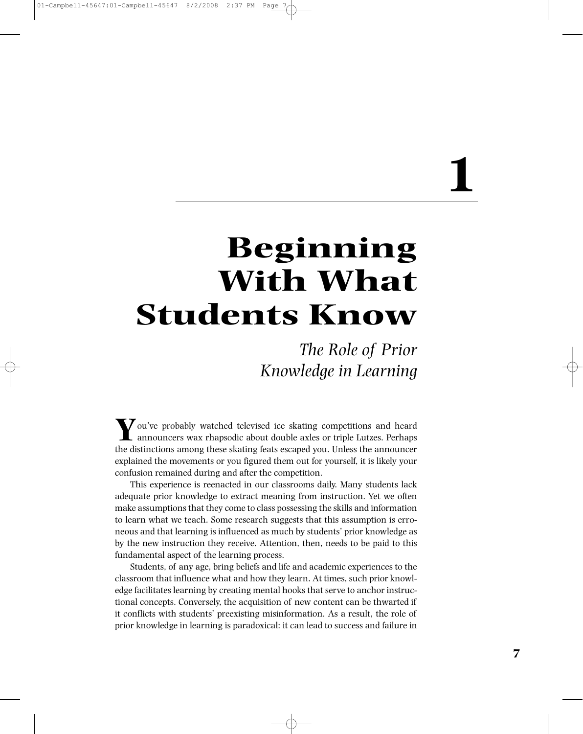# 1

# Beginning With What Students Know

## *The Role of Prior Knowledge in Learning*

You've probably watched televised ice skating competitions and heard announcers wax rhapsodic about double axles or triple Lutzes. Perhaps the distinctions among these skating feats escaped you. Unless the announcer explained the movements or you figured them out for yourself, it is likely your confusion remained during and after the competition.

This experience is reenacted in our classrooms daily. Many students lack adequate prior knowledge to extract meaning from instruction. Yet we often make assumptions that they come to class possessing the skills and information to learn what we teach. Some research suggests that this assumption is erroneous and that learning is influenced as much by students' prior knowledge as by the new instruction they receive. Attention, then, needs to be paid to this fundamental aspect of the learning process.

Students, of any age, bring beliefs and life and academic experiences to the classroom that influence what and how they learn. At times, such prior knowledge facilitates learning by creating mental hooks that serve to anchor instructional concepts. Conversely, the acquisition of new content can be thwarted if it conflicts with students' preexisting misinformation. As a result, the role of prior knowledge in learning is paradoxical: it can lead to success and failure in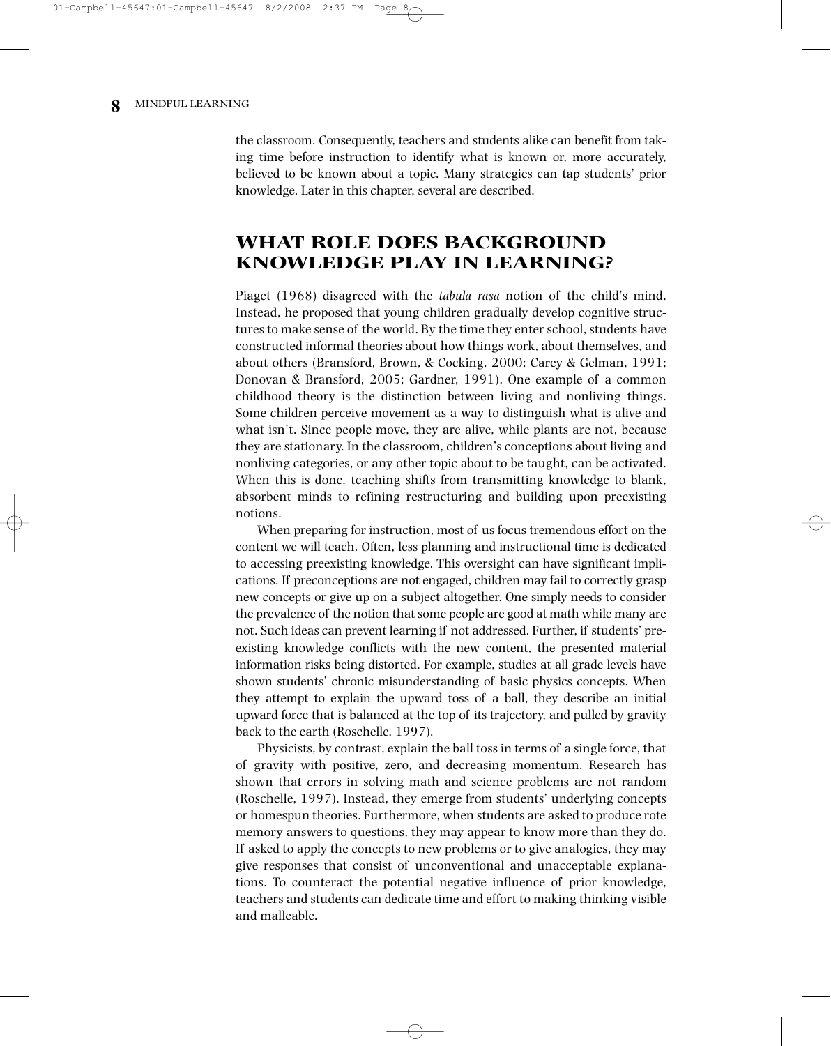the classroom. Consequently, teachers and students alike can benefit from taking time before instruction to identify what is known or, more accurately, believed to be known about a topic. Many strategies can tap students' prior knowledge. Later in this chapter, several are described.

## WHAT ROLE DOES BACKGROUND KNOWLEDGE PLAY IN LEARNING?

Piaget (1968) disagreed with the *tabula rasa* notion of the child's mind. Instead, he proposed that young children gradually develop cognitive structures to make sense of the world. By the time they enter school, students have constructed informal theories about how things work, about themselves, and about others (Bransford, Brown, & Cocking, 2000; Carey & Gelman, 1991; Donovan & Bransford, 2005; Gardner, 1991). One example of a common childhood theory is the distinction between living and nonliving things. Some children perceive movement as a way to distinguish what is alive and what isn't. Since people move, they are alive, while plants are not, because they are stationary. In the classroom, children's conceptions about living and nonliving categories, or any other topic about to be taught, can be activated. When this is done, teaching shifts from transmitting knowledge to blank, absorbent minds to refining restructuring and building upon preexisting notions.

When preparing for instruction, most of us focus tremendous effort on the content we will teach. Often, less planning and instructional time is dedicated to accessing preexisting knowledge. This oversight can have significant implications. If preconceptions are not engaged, children may fail to correctly grasp new concepts or give up on a subject altogether. One simply needs to consider the prevalence of the notion that some people are good at math while many are not. Such ideas can prevent learning if not addressed. Further, if students' preexisting knowledge conflicts with the new content, the presented material information risks being distorted. For example, studies at all grade levels have shown students' chronic misunderstanding of basic physics concepts. When they attempt to explain the upward toss of a ball, they describe an initial upward force that is balanced at the top of its trajectory, and pulled by gravity back to the earth (Roschelle, 1997).

Physicists, by contrast, explain the ball toss in terms of a single force, that of gravity with positive, zero, and decreasing momentum. Research has shown that errors in solving math and science problems are not random (Roschelle, 1997). Instead, they emerge from students' underlying concepts or homespun theories. Furthermore, when students are asked to produce rote memory answers to questions, they may appear to know more than they do. If asked to apply the concepts to new problems or to give analogies, they may give responses that consist of unconventional and unacceptable explanations. To counteract the potential negative influence of prior knowledge, teachers and students can dedicate time and effort to making thinking visible and malleable.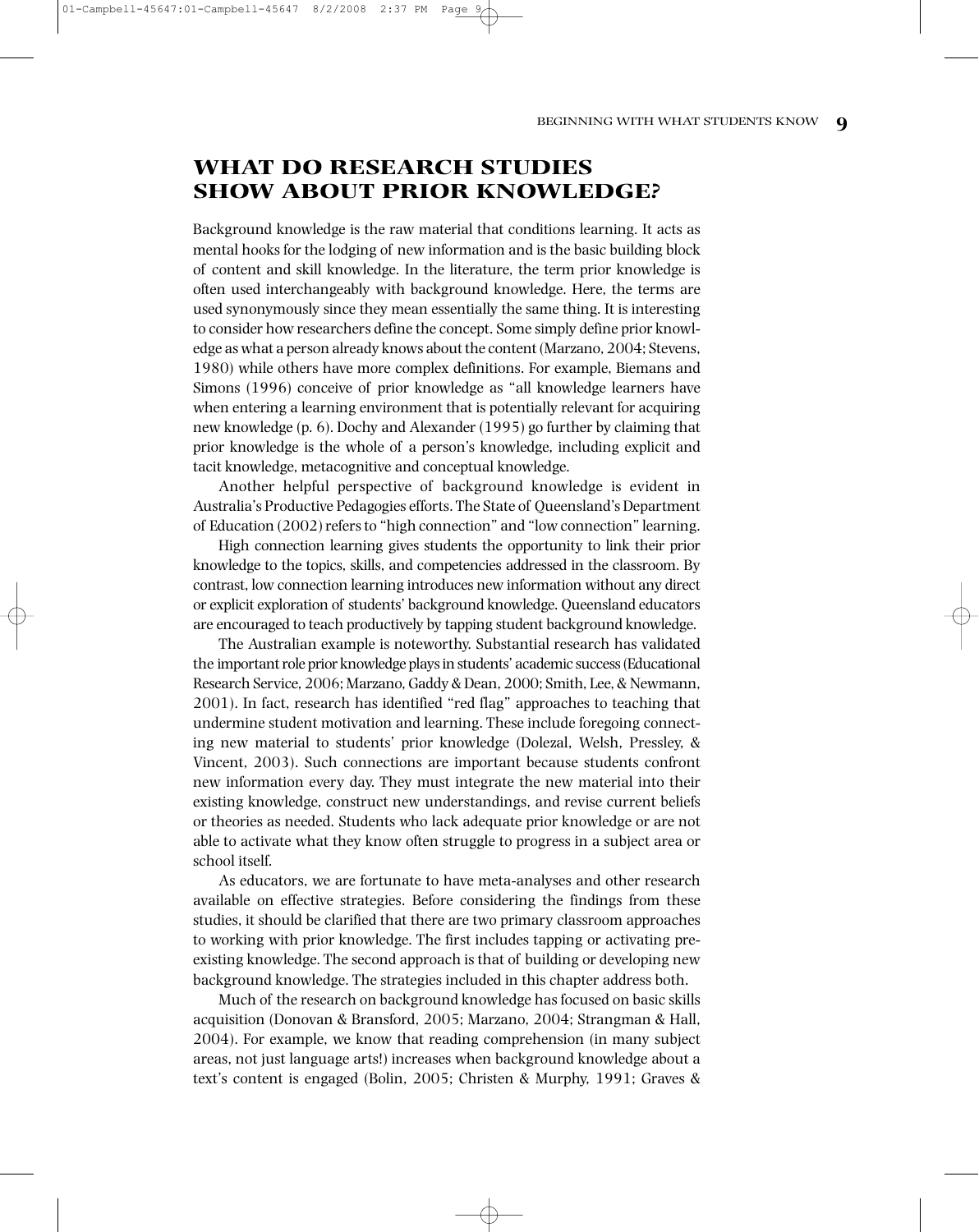## WHAT DO RESEARCH STUDIES SHOW ABOUT PRIOR KNOWLEDGE?

Background knowledge is the raw material that conditions learning. It acts as mental hooks for the lodging of new information and is the basic building block of content and skill knowledge. In the literature, the term prior knowledge is often used interchangeably with background knowledge. Here, the terms are used synonymously since they mean essentially the same thing. It is interesting to consider how researchers define the concept. Some simply define prior knowledge as what a person already knows about the content (Marzano, 2004; Stevens, 1980) while others have more complex definitions. For example, Biemans and Simons (1996) conceive of prior knowledge as "all knowledge learners have when entering a learning environment that is potentially relevant for acquiring new knowledge (p. 6). Dochy and Alexander (1995) go further by claiming that prior knowledge is the whole of a person's knowledge, including explicit and tacit knowledge, metacognitive and conceptual knowledge.

Another helpful perspective of background knowledge is evident in Australia's Productive Pedagogies efforts. The State of Queensland's Department of Education (2002) refers to "high connection" and "low connection" learning.

High connection learning gives students the opportunity to link their prior knowledge to the topics, skills, and competencies addressed in the classroom. By contrast, low connection learning introduces new information without any direct or explicit exploration of students' background knowledge. Queensland educators are encouraged to teach productively by tapping student background knowledge.

The Australian example is noteworthy. Substantial research has validated the important role prior knowledge plays in students' academic success (Educational Research Service, 2006; Marzano, Gaddy & Dean, 2000; Smith, Lee, & Newmann, 2001). In fact, research has identified "red flag" approaches to teaching that undermine student motivation and learning. These include foregoing connecting new material to students' prior knowledge (Dolezal, Welsh, Pressley, & Vincent, 2003). Such connections are important because students confront new information every day. They must integrate the new material into their existing knowledge, construct new understandings, and revise current beliefs or theories as needed. Students who lack adequate prior knowledge or are not able to activate what they know often struggle to progress in a subject area or school itself.

As educators, we are fortunate to have meta-analyses and other research available on effective strategies. Before considering the findings from these studies, it should be clarified that there are two primary classroom approaches to working with prior knowledge. The first includes tapping or activating preexisting knowledge. The second approach is that of building or developing new background knowledge. The strategies included in this chapter address both.

Much of the research on background knowledge has focused on basic skills acquisition (Donovan & Bransford, 2005; Marzano, 2004; Strangman & Hall, 2004). For example, we know that reading comprehension (in many subject areas, not just language arts!) increases when background knowledge about a text's content is engaged (Bolin, 2005; Christen & Murphy, 1991; Graves &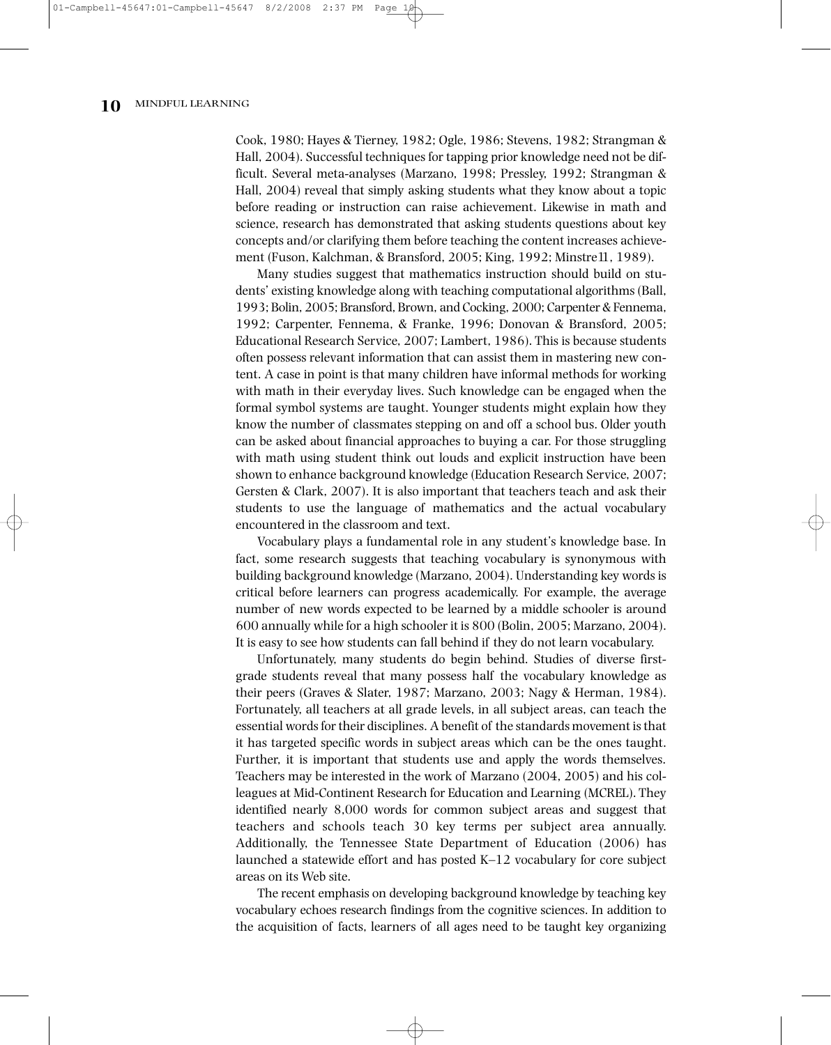Cook, 1980; Hayes & Tierney, 1982; Ogle, 1986; Stevens, 1982; Strangman & Hall, 2004). Successful techniques for tapping prior knowledge need not be difficult. Several meta-analyses (Marzano, 1998; Pressley, 1992; Strangman & Hall, 2004) reveal that simply asking students what they know about a topic before reading or instruction can raise achievement. Likewise in math and science, research has demonstrated that asking students questions about key concepts and/or clarifying them before teaching the content increases achievement (Fuson, Kalchman, & Bransford, 2005; King, 1992; Minstre11, 1989).

Many studies suggest that mathematics instruction should build on students' existing knowledge along with teaching computational algorithms (Ball, 1993; Bolin, 2005; Bransford, Brown, and Cocking, 2000; Carpenter & Fennema, 1992; Carpenter, Fennema, & Franke, 1996; Donovan & Bransford, 2005; Educational Research Service, 2007; Lambert, 1986). This is because students often possess relevant information that can assist them in mastering new content. A case in point is that many children have informal methods for working with math in their everyday lives. Such knowledge can be engaged when the formal symbol systems are taught. Younger students might explain how they know the number of classmates stepping on and off a school bus. Older youth can be asked about financial approaches to buying a car. For those struggling with math using student think out louds and explicit instruction have been shown to enhance background knowledge (Education Research Service, 2007; Gersten & Clark, 2007). It is also important that teachers teach and ask their students to use the language of mathematics and the actual vocabulary encountered in the classroom and text.

Vocabulary plays a fundamental role in any student's knowledge base. In fact, some research suggests that teaching vocabulary is synonymous with building background knowledge (Marzano, 2004). Understanding key words is critical before learners can progress academically. For example, the average number of new words expected to be learned by a middle schooler is around 600 annually while for a high schooler it is 800 (Bolin, 2005; Marzano, 2004). It is easy to see how students can fall behind if they do not learn vocabulary.

Unfortunately, many students do begin behind. Studies of diverse first-grade students reveal that many possess half the vocabulary knowledge as their peers (Graves & Slater, 1987; Marzano, 2003; Nagy & Herman, 1984). Fortunately, all teachers at all grade levels, in all subject areas, can teach the essential words for their disciplines. A benefit of the standards movement is that it has targeted specific words in subject areas which can be the ones taught. Further, it is important that students use and apply the words themselves. Teachers may be interested in the work of Marzano (2004, 2005) and his colleagues at Mid-Continent Research for Education and Learning (MCREL). They identified nearly 8,000 words for common subject areas and suggest that teachers and schools teach 30 key terms per subject area annually. Additionally, the Tennessee State Department of Education (2006) has launched a statewide effort and has posted K–12 vocabulary for core subject areas on its Web site.

The recent emphasis on developing background knowledge by teaching key vocabulary echoes research findings from the cognitive sciences. In addition to the acquisition of facts, learners of all ages need to be taught key organizing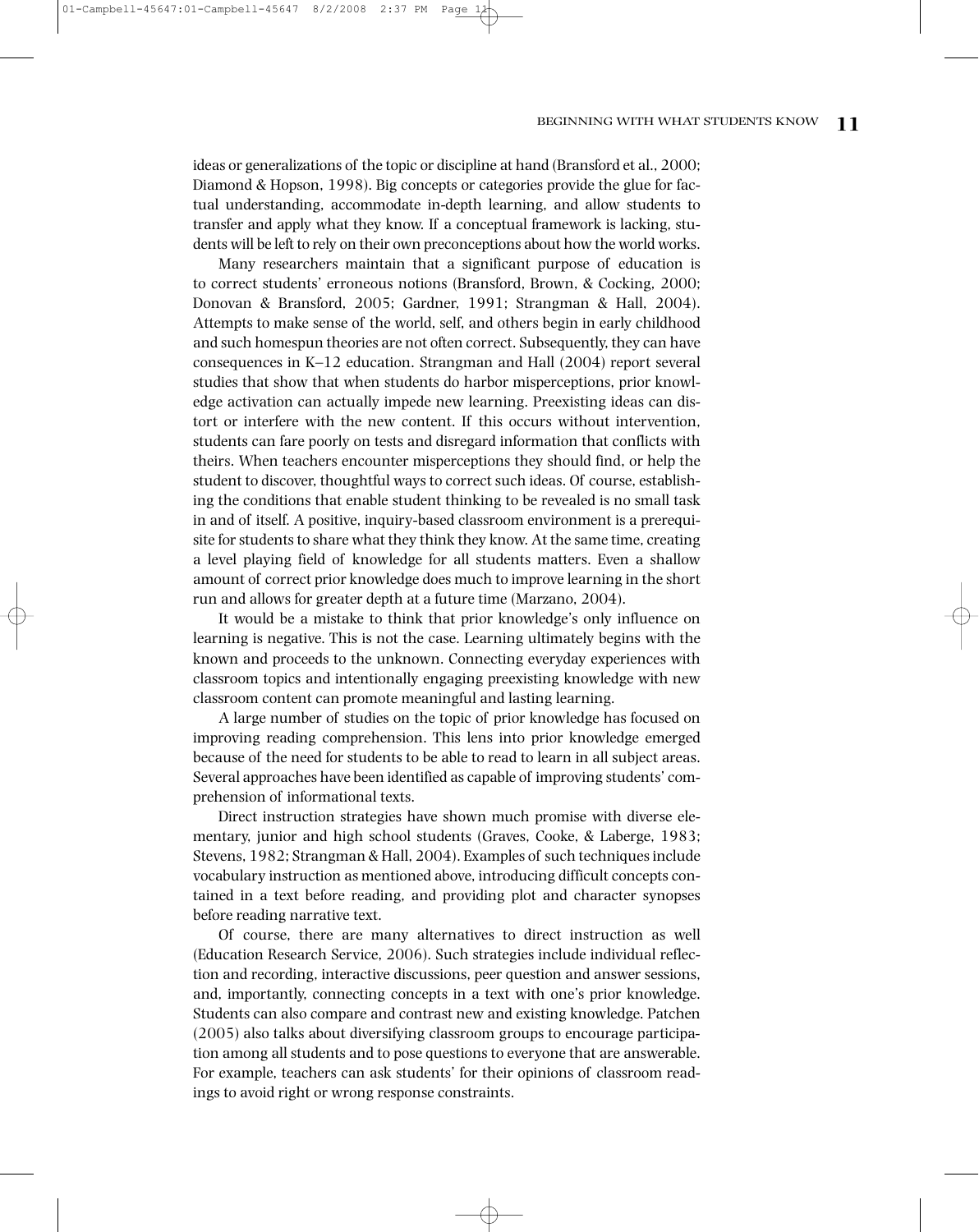ideas or generalizations of the topic or discipline at hand (Bransford et al., 2000; Diamond & Hopson, 1998). Big concepts or categories provide the glue for factual understanding, accommodate in-depth learning, and allow students to transfer and apply what they know. If a conceptual framework is lacking, students will be left to rely on their own preconceptions about how the world works.

Many researchers maintain that a significant purpose of education is to correct students' erroneous notions (Bransford, Brown, & Cocking, 2000; Donovan & Bransford, 2005; Gardner, 1991; Strangman & Hall, 2004). Attempts to make sense of the world, self, and others begin in early childhood and such homespun theories are not often correct. Subsequently, they can have consequences in K–12 education. Strangman and Hall (2004) report several studies that show that when students do harbor misperceptions, prior knowledge activation can actually impede new learning. Preexisting ideas can distort or interfere with the new content. If this occurs without intervention, students can fare poorly on tests and disregard information that conflicts with theirs. When teachers encounter misperceptions they should find, or help the student to discover, thoughtful ways to correct such ideas. Of course, establishing the conditions that enable student thinking to be revealed is no small task in and of itself. A positive, inquiry-based classroom environment is a prerequisite for students to share what they think they know. At the same time, creating a level playing field of knowledge for all students matters. Even a shallow amount of correct prior knowledge does much to improve learning in the short run and allows for greater depth at a future time (Marzano, 2004).

It would be a mistake to think that prior knowledge's only influence on learning is negative. This is not the case. Learning ultimately begins with the known and proceeds to the unknown. Connecting everyday experiences with classroom topics and intentionally engaging preexisting knowledge with new classroom content can promote meaningful and lasting learning.

A large number of studies on the topic of prior knowledge has focused on improving reading comprehension. This lens into prior knowledge emerged because of the need for students to be able to read to learn in all subject areas. Several approaches have been identified as capable of improving students' comprehension of informational texts.

Direct instruction strategies have shown much promise with diverse elementary, junior and high school students (Graves, Cooke, & Laberge, 1983; Stevens, 1982; Strangman & Hall, 2004). Examples of such techniques include vocabulary instruction as mentioned above, introducing difficult concepts contained in a text before reading, and providing plot and character synopses before reading narrative text.

Of course, there are many alternatives to direct instruction as well (Education Research Service, 2006). Such strategies include individual reflection and recording, interactive discussions, peer question and answer sessions, and, importantly, connecting concepts in a text with one's prior knowledge. Students can also compare and contrast new and existing knowledge. Patchen (2005) also talks about diversifying classroom groups to encourage participation among all students and to pose questions to everyone that are answerable. For example, teachers can ask students' for their opinions of classroom readings to avoid right or wrong response constraints.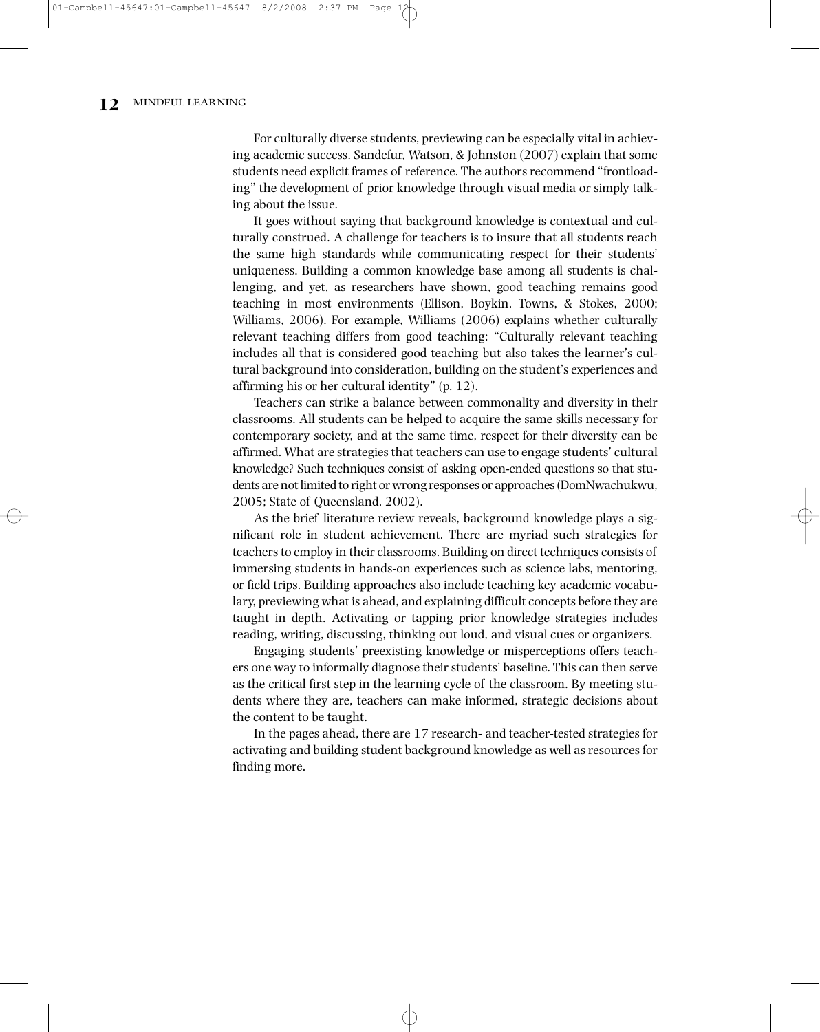For culturally diverse students, previewing can be especially vital in achieving academic success. Sandefur, Watson, & Johnston (2007) explain that some students need explicit frames of reference. The authors recommend "frontloading" the development of prior knowledge through visual media or simply talking about the issue.

It goes without saying that background knowledge is contextual and culturally construed. A challenge for teachers is to insure that all students reach the same high standards while communicating respect for their students' uniqueness. Building a common knowledge base among all students is challenging, and yet, as researchers have shown, good teaching remains good teaching in most environments (Ellison, Boykin, Towns, & Stokes, 2000; Williams, 2006). For example, Williams (2006) explains whether culturally relevant teaching differs from good teaching: "Culturally relevant teaching includes all that is considered good teaching but also takes the learner's cultural background into consideration, building on the student's experiences and affirming his or her cultural identity" (p. 12).

Teachers can strike a balance between commonality and diversity in their classrooms. All students can be helped to acquire the same skills necessary for contemporary society, and at the same time, respect for their diversity can be affirmed. What are strategies that teachers can use to engage students' cultural knowledge? Such techniques consist of asking open-ended questions so that students are not limited to right or wrong responses or approaches (DomNwachukwu, 2005; State of Queensland, 2002).

As the brief literature review reveals, background knowledge plays a significant role in student achievement. There are myriad such strategies for teachers to employ in their classrooms. Building on direct techniques consists of immersing students in hands-on experiences such as science labs, mentoring, or field trips. Building approaches also include teaching key academic vocabulary, previewing what is ahead, and explaining difficult concepts before they are taught in depth. Activating or tapping prior knowledge strategies includes reading, writing, discussing, thinking out loud, and visual cues or organizers.

Engaging students' preexisting knowledge or misperceptions offers teachers one way to informally diagnose their students' baseline. This can then serve as the critical first step in the learning cycle of the classroom. By meeting students where they are, teachers can make informed, strategic decisions about the content to be taught.

In the pages ahead, there are 17 research- and teacher-tested strategies for activating and building student background knowledge as well as resources for finding more.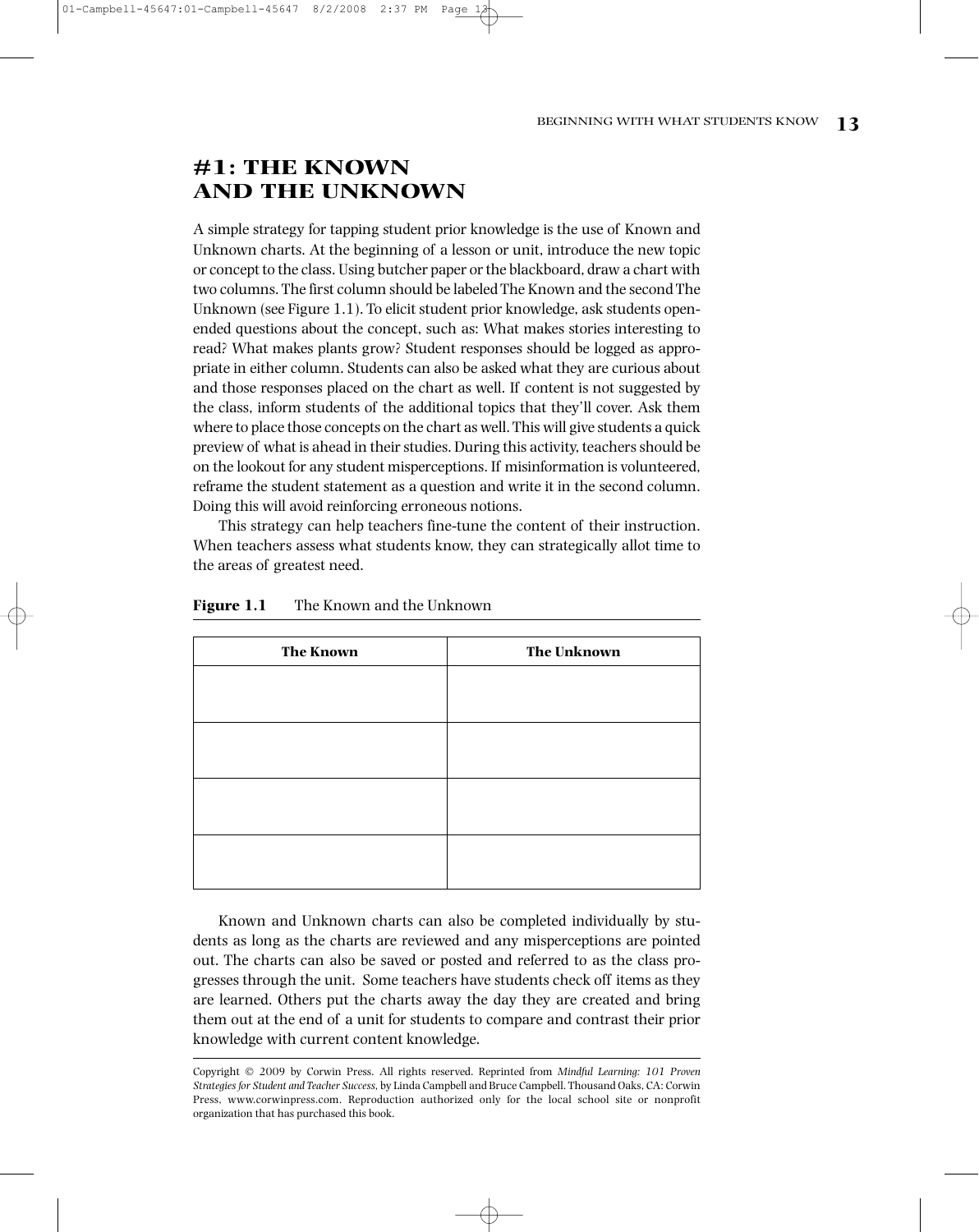# #1: THE KNOWN AND THE UNKNOWN

A simple strategy for tapping student prior knowledge is the use of Known and Unknown charts. At the beginning of a lesson or unit, introduce the new topic or concept to the class. Using butcher paper or the blackboard, draw a chart with two columns. The first column should be labeled The Known and the second The Unknown (see Figure 1.1). To elicit student prior knowledge, ask students open-ended questions about the concept, such as: What makes stories interesting to read? What makes plants grow? Student responses should be logged as appropriate in either column. Students can also be asked what they are curious about and those responses placed on the chart as well. If content is not suggested by the class, inform students of the additional topics that they'll cover. Ask them where to place those concepts on the chart as well. This will give students a quick preview of what is ahead in their studies. During this activity, teachers should be on the lookout for any student misperceptions. If misinformation is volunteered, reframe the student statement as a question and write it in the second column. Doing this will avoid reinforcing erroneous notions.

This strategy can help teachers fine-tune the content of their instruction. When teachers assess what students know, they can strategically allot time to the areas of greatest need.

**Figure 1.1** The Known and the Unknown

| The Known | The Unknown |
|---|---|
| | |
| | |
| | |
| | |

Known and Unknown charts can also be completed individually by students as long as the charts are reviewed and any misperceptions are pointed out. The charts can also be saved or posted and referred to as the class progresses through the unit. Some teachers have students check off items as they are learned. Others put the charts away the day they are created and bring them out at the end of a unit for students to compare and contrast their prior knowledge with current content knowledge.

Copyright © 2009 by Corwin Press. All rights reserved. Reprinted from *Mindful Learning: 101 Proven Strategies for Student and Teacher Success*, by Linda Campbell and Bruce Campbell. Thousand Oaks, CA: Corwin Press, www.corwinpress.com. Reproduction authorized only for the local school site or nonprofit organization that has purchased this book.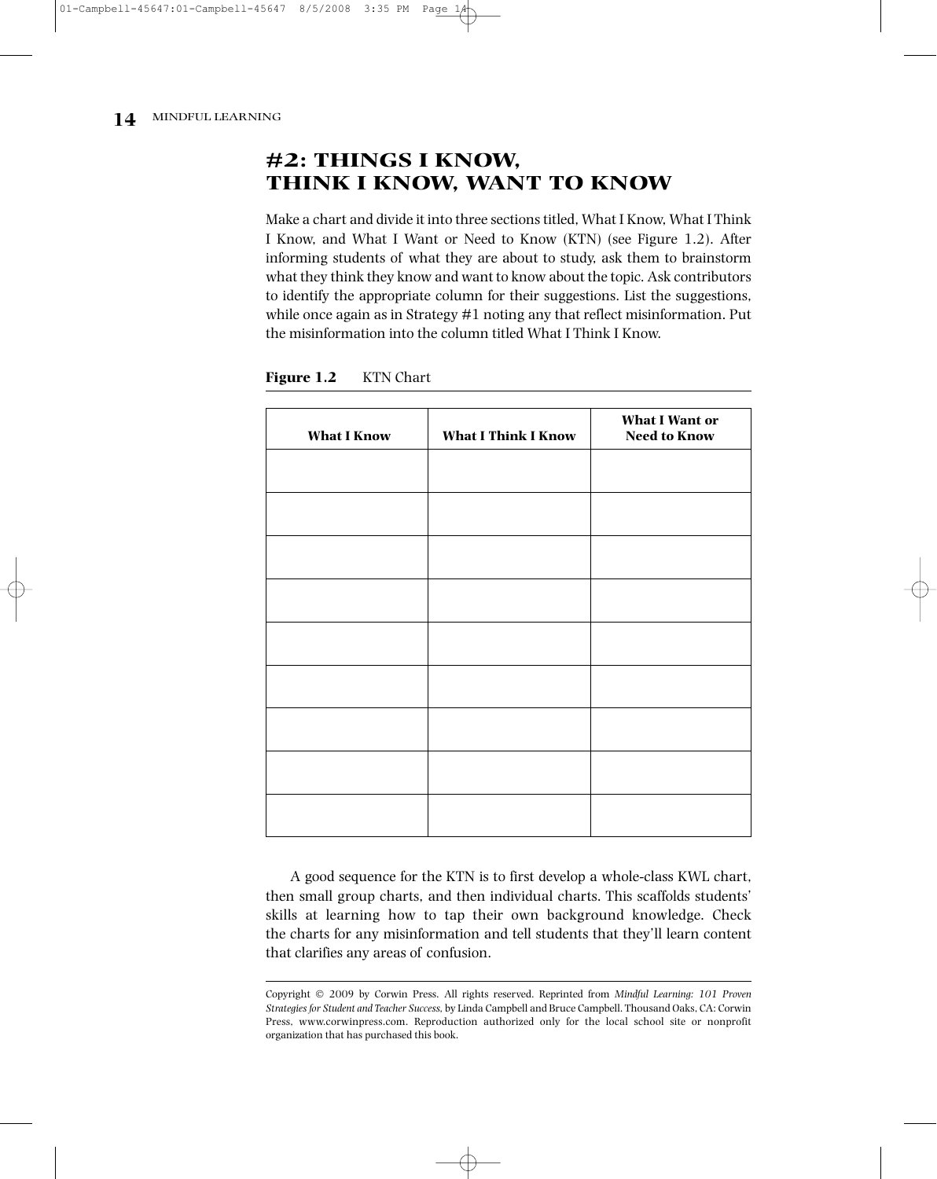## #2: THINGS I KNOW, THINK I KNOW, WANT TO KNOW

Make a chart and divide it into three sections titled, What I Know, What I Think I Know, and What I Want or Need to Know (KTN) (see Figure 1.2). After informing students of what they are about to study, ask them to brainstorm what they think they know and want to know about the topic. Ask contributors to identify the appropriate column for their suggestions. List the suggestions, while once again as in Strategy #1 noting any that reflect misinformation. Put the misinformation into the column titled What I Think I Know.

**Figure 1.2** KTN Chart

| What I Know | What I Think I Know | What I Want or Need to Know |
|---|---|---|
| | | |
| | | |
| | | |
| | | |
| | | |
| | | |
| | | |
| | | |
| | | |

A good sequence for the KTN is to first develop a whole-class KWL chart, then small group charts, and then individual charts. This scaffolds students' skills at learning how to tap their own background knowledge. Check the charts for any misinformation and tell students that they'll learn content that clarifies any areas of confusion.

Copyright © 2009 by Corwin Press. All rights reserved. Reprinted from *Mindful Learning: 101 Proven Strategies for Student and Teacher Success,* by Linda Campbell and Bruce Campbell. Thousand Oaks, CA: Corwin Press, www.corwinpress.com. Reproduction authorized only for the local school site or nonprofit organization that has purchased this book.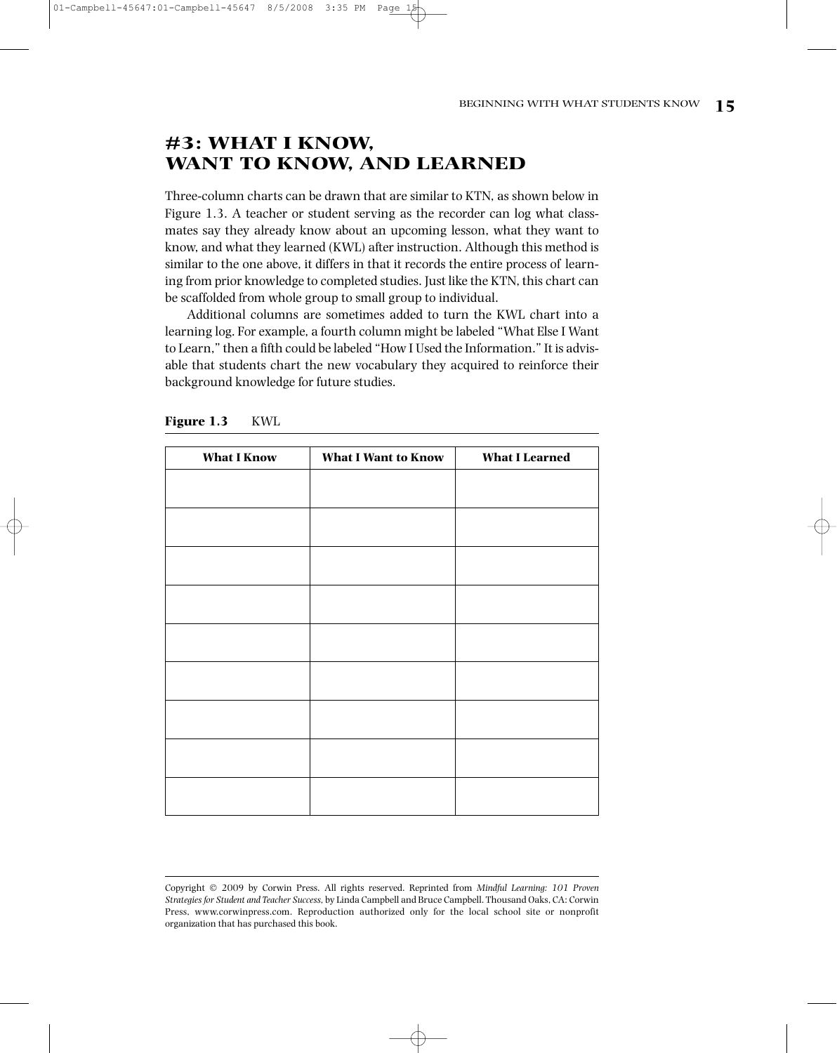## #3: WHAT I KNOW, WANT TO KNOW, AND LEARNED

Three-column charts can be drawn that are similar to KTN, as shown below in Figure 1.3. A teacher or student serving as the recorder can log what classmates say they already know about an upcoming lesson, what they want to know, and what they learned (KWL) after instruction. Although this method is similar to the one above, it differs in that it records the entire process of learning from prior knowledge to completed studies. Just like the KTN, this chart can be scaffolded from whole group to small group to individual.

Additional columns are sometimes added to turn the KWL chart into a learning log. For example, a fourth column might be labeled "What Else I Want to Learn," then a fifth could be labeled "How I Used the Information." It is advisable that students chart the new vocabulary they acquired to reinforce their background knowledge for future studies.

**Figure 1.3** KWL

| What I Know | What I Want to Know | What I Learned |
|---|---|---|
| | | |
| | | |
| | | |
| | | |
| | | |
| | | |
| | | |
| | | |
| | | |

Copyright © 2009 by Corwin Press. All rights reserved. Reprinted from *Mindful Learning: 101 Proven Strategies for Student and Teacher Success*, by Linda Campbell and Bruce Campbell. Thousand Oaks, CA: Corwin Press, www.corwinpress.com. Reproduction authorized only for the local school site or nonprofit organization that has purchased this book.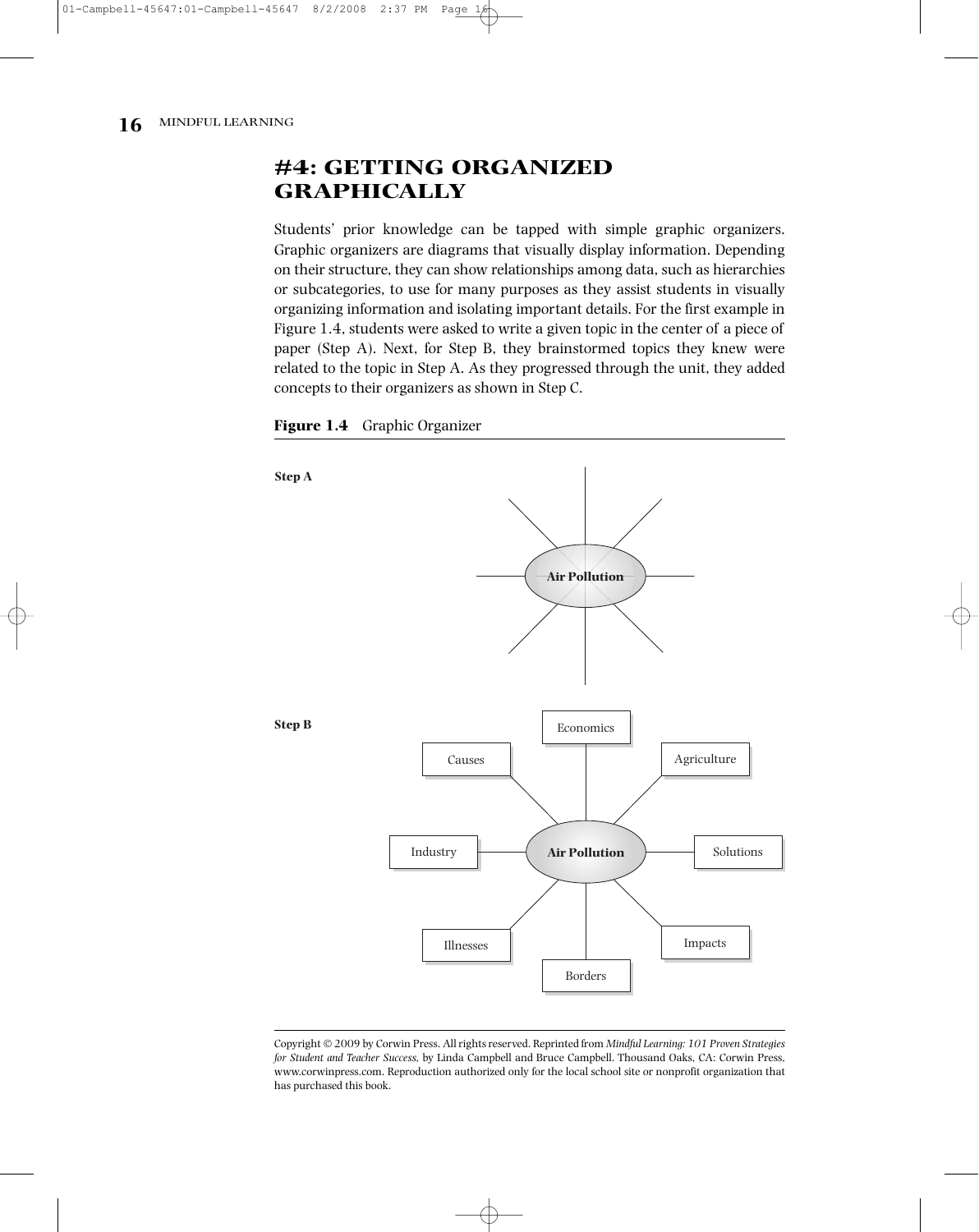## #4: GETTING ORGANIZED GRAPHICALLY

Students' prior knowledge can be tapped with simple graphic organizers. Graphic organizers are diagrams that visually display information. Depending on their structure, they can show relationships among data, such as hierarchies or subcategories, to use for many purposes as they assist students in visually organizing information and isolating important details. For the first example in Figure 1.4, students were asked to write a given topic in the center of a piece of paper (Step A). Next, for Step B, they brainstormed topics they knew were related to the topic in Step A. As they progressed through the unit, they added concepts to their organizers as shown in Step C.

**Figure 1.4** Graphic Organizer

**Step A**

**Air Pollution**

**Step B**

**Air Pollution**

- Economics
- Agriculture
- Solutions
- Impacts
- Borders
- Illnesses
- Industry
- Causes

Copyright © 2009 by Corwin Press. All rights reserved. Reprinted from *Mindful Learning: 101 Proven Strategies for Student and Teacher Success,* by Linda Campbell and Bruce Campbell. Thousand Oaks, CA: Corwin Press, www.corwinpress.com. Reproduction authorized only for the local school site or nonprofit organization that has purchased this book.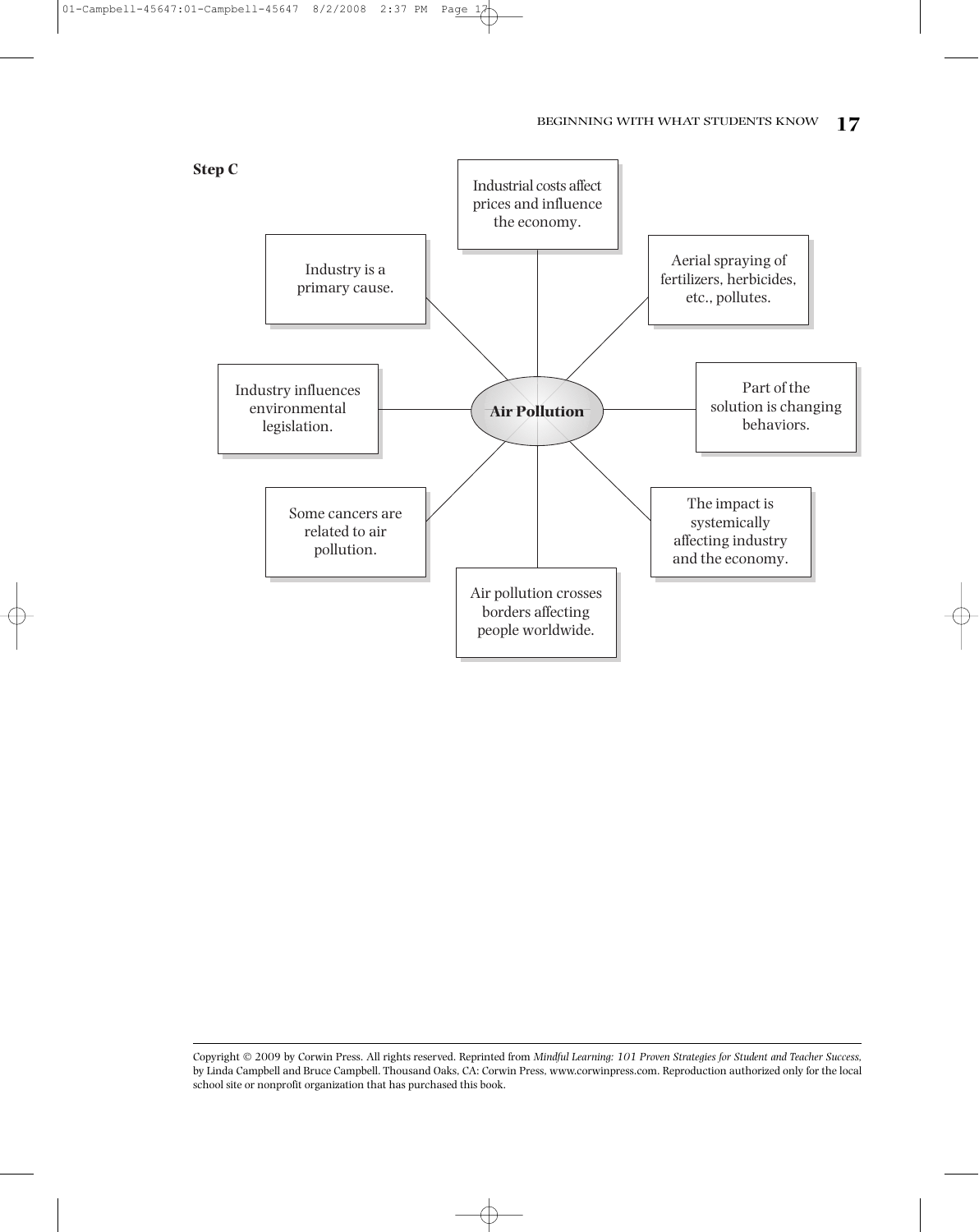**Step C**

**Air Pollution**

- Industrial costs affect prices and influence the economy.
- Aerial spraying of fertilizers, herbicides, etc., pollutes.
- Part of the solution is changing behaviors.
- The impact is systemically affecting industry and the economy.
- Air pollution crosses borders affecting people worldwide.
- Some cancers are related to air pollution.
- Industry influences environmental legislation.
- Industry is a primary cause.

Copyright © 2009 by Corwin Press. All rights reserved. Reprinted from *Mindful Learning: 101 Proven Strategies for Student and Teacher Success,* by Linda Campbell and Bruce Campbell. Thousand Oaks, CA: Corwin Press, www.corwinpress.com. Reproduction authorized only for the local school site or nonprofit organization that has purchased this book.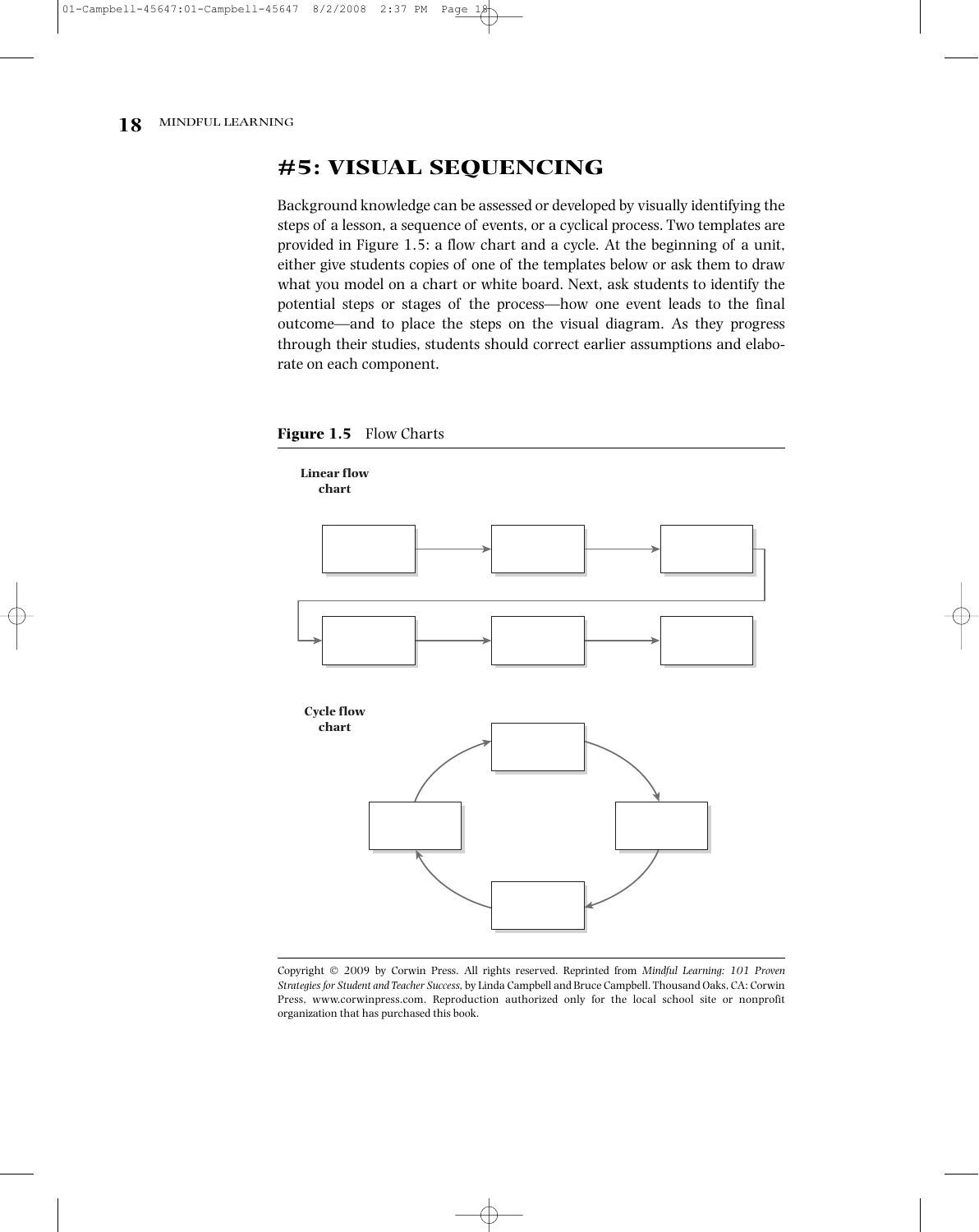# #5: VISUAL SEQUENCING

Background knowledge can be assessed or developed by visually identifying the steps of a lesson, a sequence of events, or a cyclical process. Two templates are provided in Figure 1.5: a flow chart and a cycle. At the beginning of a unit, either give students copies of one of the templates below or ask them to draw what you model on a chart or white board. Next, ask students to identify the potential steps or stages of the process—how one event leads to the final outcome—and to place the steps on the visual diagram. As they progress through their studies, students should correct earlier assumptions and elaborate on each component.

**Figure 1.5** Flow Charts

**Linear flow chart**

**Cycle flow chart**

Copyright © 2009 by Corwin Press. All rights reserved. Reprinted from *Mindful Learning: 101 Proven Strategies for Student and Teacher Success,* by Linda Campbell and Bruce Campbell. Thousand Oaks, CA: Corwin Press, www.corwinpress.com. Reproduction authorized only for the local school site or nonprofit organization that has purchased this book.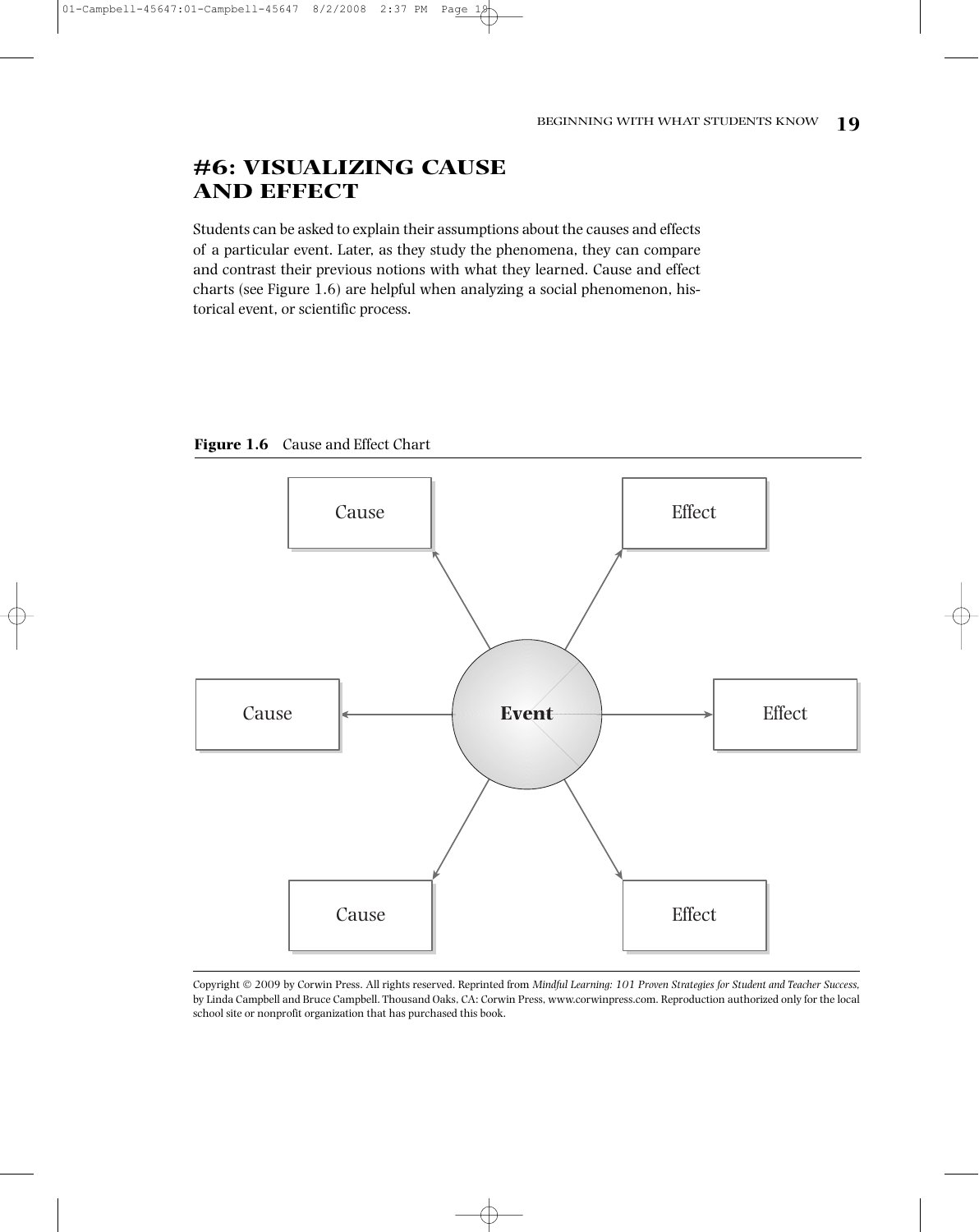## #6: VISUALIZING CAUSE AND EFFECT

Students can be asked to explain their assumptions about the causes and effects of a particular event. Later, as they study the phenomena, they can compare and contrast their previous notions with what they learned. Cause and effect charts (see Figure 1.6) are helpful when analyzing a social phenomenon, historical event, or scientific process.

**Figure 1.6** Cause and Effect Chart

Cause | Effect

Cause | **Event** | Effect

Cause | Effect

Copyright © 2009 by Corwin Press. All rights reserved. Reprinted from *Mindful Learning: 101 Proven Strategies for Student and Teacher Success,* by Linda Campbell and Bruce Campbell. Thousand Oaks, CA: Corwin Press, www.corwinpress.com. Reproduction authorized only for the local school site or nonprofit organization that has purchased this book.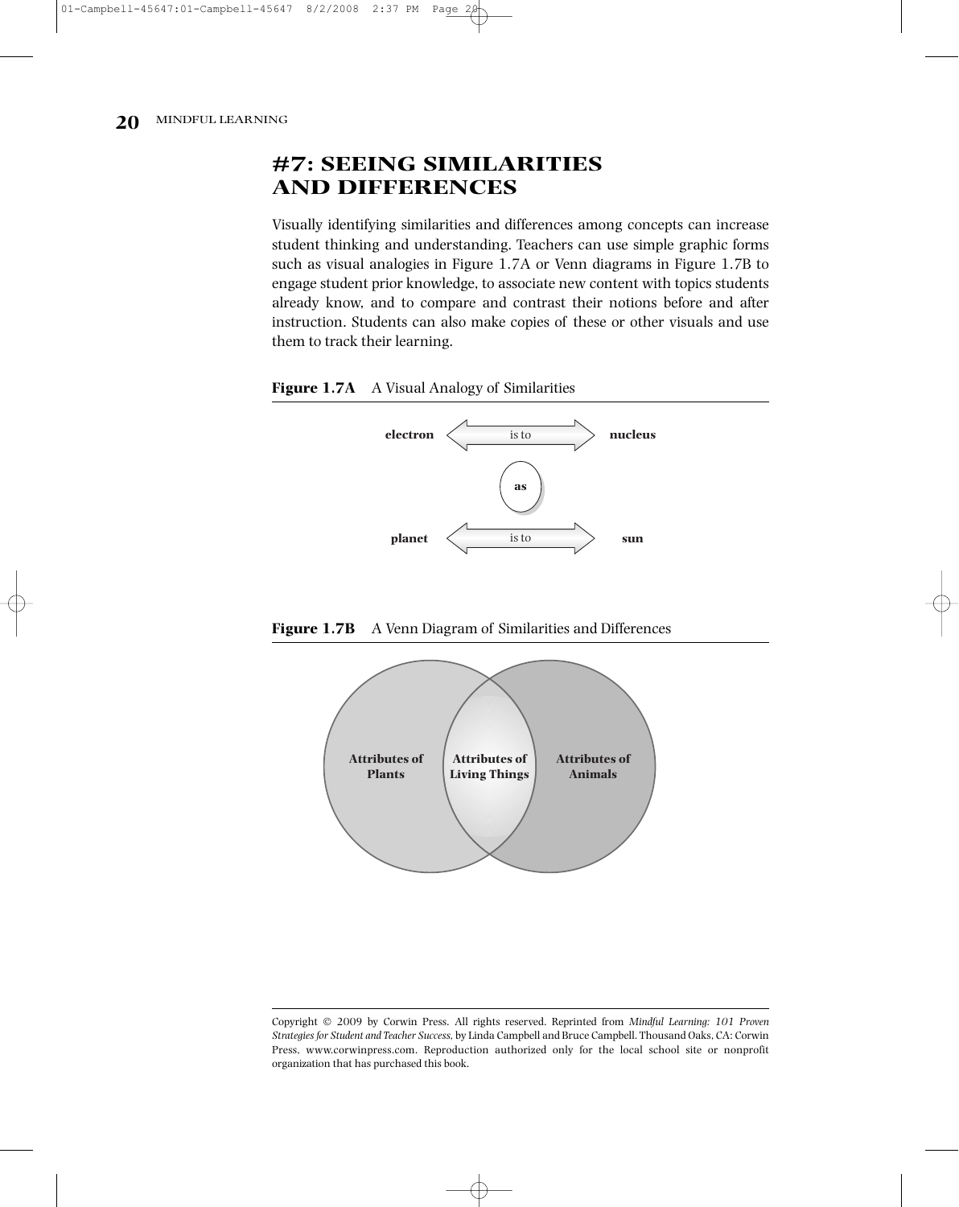## #7: SEEING SIMILARITIES AND DIFFERENCES

Visually identifying similarities and differences among concepts can increase student thinking and understanding. Teachers can use simple graphic forms such as visual analogies in Figure 1.7A or Venn diagrams in Figure 1.7B to engage student prior knowledge, to associate new content with topics students already know, and to compare and contrast their notions before and after instruction. Students can also make copies of these or other visuals and use them to track their learning.

**Figure 1.7A** A Visual Analogy of Similarities

**electron** ⟷ is to ⟷ **nucleus**

**as**

**planet** ⟷ is to ⟷ **sun**

**Figure 1.7B** A Venn Diagram of Similarities and Differences

**Attributes of Plants** | **Attributes of Living Things** | **Attributes of Animals**

Copyright © 2009 by Corwin Press. All rights reserved. Reprinted from *Mindful Learning: 101 Proven Strategies for Student and Teacher Success,* by Linda Campbell and Bruce Campbell. Thousand Oaks, CA: Corwin Press, www.corwinpress.com. Reproduction authorized only for the local school site or nonprofit organization that has purchased this book.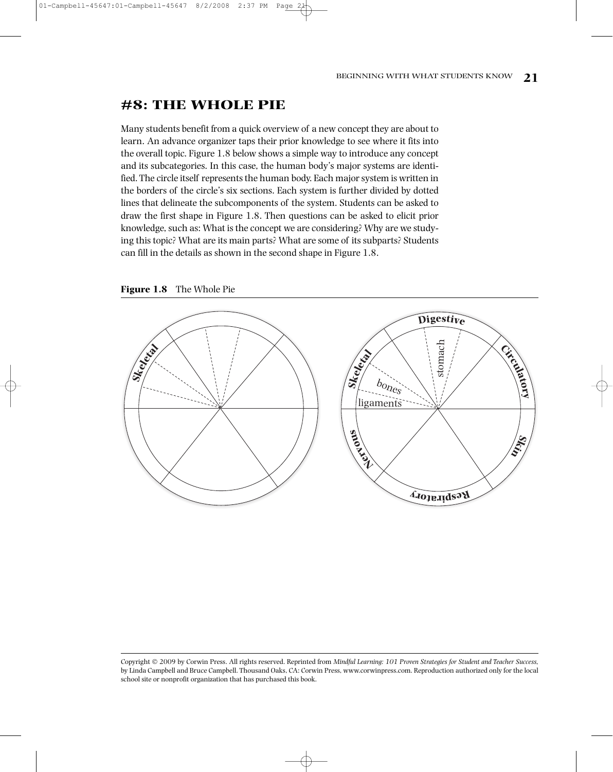## #8: THE WHOLE PIE

Many students benefit from a quick overview of a new concept they are about to learn. An advance organizer taps their prior knowledge to see where it fits into the overall topic. Figure 1.8 below shows a simple way to introduce any concept and its subcategories. In this case, the human body's major systems are identified. The circle itself represents the human body. Each major system is written in the borders of the circle's six sections. Each system is further divided by dotted lines that delineate the subcomponents of the system. Students can be asked to draw the first shape in Figure 1.8. Then questions can be asked to elicit prior knowledge, such as: What is the concept we are considering? Why are we studying this topic? What are its main parts? What are some of its subparts? Students can fill in the details as shown in the second shape in Figure 1.8.

**Figure 1.8** The Whole Pie

Skeletal

Digestive
stomach
Circulatory
Skeletal
bones
ligaments
Nervous
Skin
Respiratory

Copyright © 2009 by Corwin Press. All rights reserved. Reprinted from *Mindful Learning: 101 Proven Strategies for Student and Teacher Success*, by Linda Campbell and Bruce Campbell. Thousand Oaks, CA: Corwin Press, www.corwinpress.com. Reproduction authorized only for the local school site or nonprofit organization that has purchased this book.